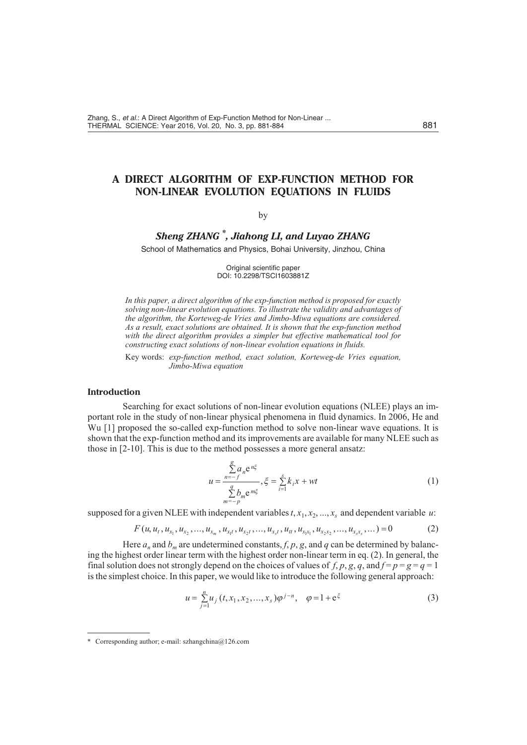# A DIRECT ALGORITHM OF EXP-FUNCTION METHOD FOR NON-LINEAR EVOLUTION EQUATIONS IN FLUIDS

by

## *Sheng ZHANG* [*], *Jiahong LI, and Luyao ZHANG*

School of Mathematics and Physics, Bohai University, Jinzhou, China

Original scientific paper
DOI: 10.2298/TSCI1603881Z

*In this paper, a direct algorithm of the exp-function method is proposed for exactly solving non-linear evolution equations. To illustrate the validity and advantages of the algorithm, the Korteweg-de Vries and Jimbo-Miwa equations are considered. As a result, exact solutions are obtained. It is shown that the exp-function method with the direct algorithm provides a simpler but effective mathematical tool for constructing exact solutions of non-linear evolution equations in fluids.*

Key words: *exp-function method, exact solution, Korteweg-de Vries equation, Jimbo-Miwa equation*

### Introduction

Searching for exact solutions of non-linear evolution equations (NLEE) plays an important role in the study of non-linear physical phenomena in fluid dynamics. In 2006, He and Wu [1] proposed the so-called exp-function method to solve non-linear wave equations. It is shown that the exp-function method and its improvements are available for many NLEE such as those in [2-10]. This is due to the method possesses a more general ansatz:

$$u = \frac{\sum\limits_{n=-f}^{g} a_n e^{n\xi}}{\sum\limits_{m=-p}^{q} b_m e^{m\xi}}, \xi = \sum_{i=1}^{s} k_i x + wt \tag{1}$$

supposed for a given NLEE with independent variables $t, x_1, x_2, ..., x_s$ and dependent variable $u$:

$$F(u, u_t, u_{x_1}, u_{x_2}, ..., u_{x_m}, u_{x_1 t}, u_{x_2 t}, ..., u_{x_s t}, u_{tt}, u_{x_1 x_1}, u_{x_2 x_2}, ..., u_{x_s x_s}, ...) = 0 \tag{2}$$

Here $a_n$ and $b_m$ are undetermined constants, $f$, $p$, $g$, and $q$ can be determined by balancing the highest order linear term with the highest order non-linear term in eq. (2). In general, the final solution does not strongly depend on the choices of values of $f, p, g, q$, and $f = p = g = q = 1$ is the simplest choice. In this paper, we would like to introduce the following general approach:

$$u = \sum_{j=1}^{n} u_j(t, x_1, x_2, ..., x_s) \varphi^{j-n}, \quad \varphi = 1 + e^{\xi} \tag{3}$$

---

[*] Corresponding author; e-mail: szhangchina@126.com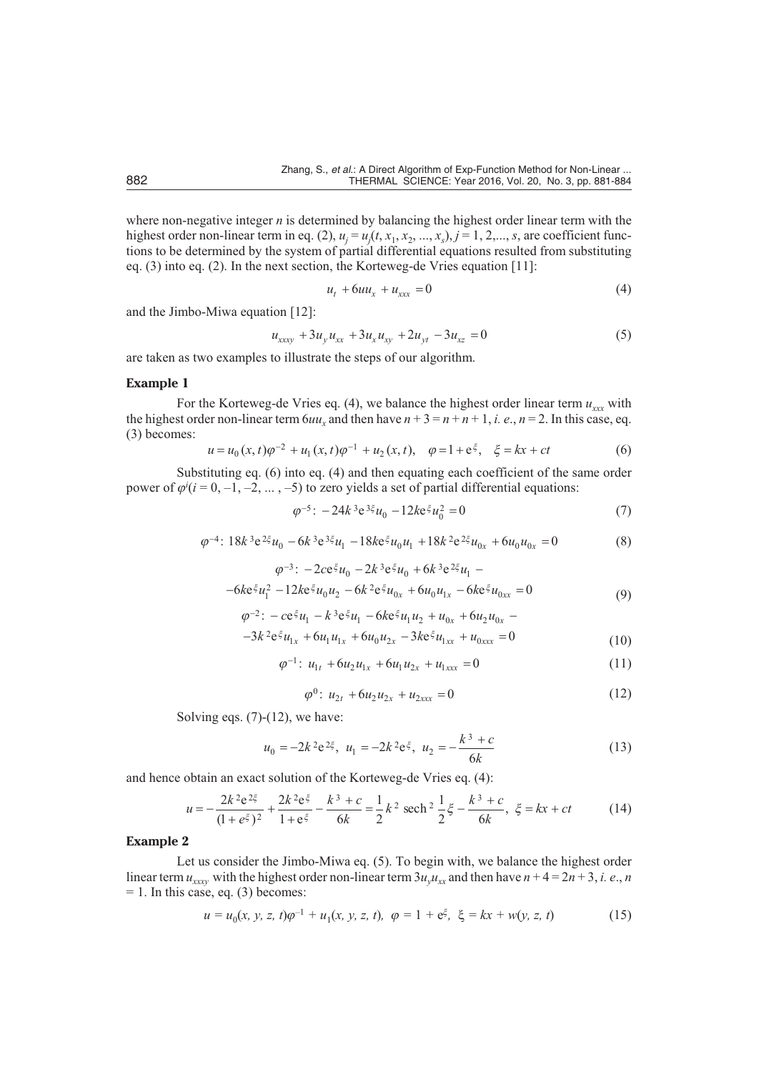where non-negative integer $n$ is determined by balancing the highest order linear term with the highest order non-linear term in eq. (2), $u_j = u_j(t, x_1, x_2, ..., x_s)$, $j = 1, 2, ..., s$, are coefficient functions to be determined by the system of partial differential equations resulted from substituting eq. (3) into eq. (2). In the next section, the Korteweg-de Vries equation [11]:

$$u_t + 6uu_x + u_{xxx} = 0 \tag{4}$$

and the Jimbo-Miwa equation [12]:

$$u_{xxxy} + 3u_y u_{xx} + 3u_x u_{xy} + 2u_{yt} - 3u_{xz} = 0 \tag{5}$$

are taken as two examples to illustrate the steps of our algorithm.

### Example 1

For the Korteweg-de Vries eq. (4), we balance the highest order linear term $u_{xxx}$ with the highest order non-linear term $6uu_x$ and then have $n + 3 = n + n + 1$, *i. e.*, $n = 2$. In this case, eq. (3) becomes:

$$u = u_0(x,t)\varphi^{-2} + u_1(x,t)\varphi^{-1} + u_2(x,t), \quad \varphi = 1 + e^{\xi}, \quad \xi = kx + ct \tag{6}$$

Substituting eq. (6) into eq. (4) and then equating each coefficient of the same order power of $\varphi^i(i = 0, -1, -2, \ldots, -5)$ to zero yields a set of partial differential equations:

$$\varphi^{-5}: \ -24k^3 e^{3\xi} u_0 - 12ke^{\xi} u_0^2 = 0 \tag{7}$$

$$\varphi^{-4}: \ 18k^3 e^{2\xi} u_0 - 6k^3 e^{3\xi} u_1 - 18ke^{\xi} u_0 u_1 + 18k^2 e^{2\xi} u_{0x} + 6u_0 u_{0x} = 0 \tag{8}$$

$$\begin{gathered} \varphi^{-3}: \ -2ce^{\xi} u_0 - 2k^3 e^{\xi} u_0 + 6k^3 e^{2\xi} u_1 - \\ -6ke^{\xi} u_1^2 - 12ke^{\xi} u_0 u_2 - 6k^2 e^{\xi} u_{0x} + 6u_0 u_{1x} - 6ke^{\xi} u_{0xx} = 0 \end{gathered} \tag{9}$$

$$\begin{gathered} \varphi^{-2}: \ -ce^{\xi} u_1 - k^3 e^{\xi} u_1 - 6ke^{\xi} u_1 u_2 + u_{0x} + 6u_2 u_{0x} - \\ -3k^2 e^{\xi} u_{1x} + 6u_1 u_{1x} + 6u_0 u_{2x} - 3ke^{\xi} u_{1xx} + u_{0xxx} = 0 \end{gathered} \tag{10}$$

$$\varphi^{-1}: \ u_{1t} + 6u_2 u_{1x} + 6u_1 u_{2x} + u_{1xxx} = 0 \tag{11}$$

$$\varphi^{0}: \ u_{2t} + 6u_2 u_{2x} + u_{2xxx} = 0 \tag{12}$$

Solving eqs. (7)-(12), we have:

$$u_0 = -2k^2 e^{2\xi}, \ u_1 = -2k^2 e^{\xi}, \ u_2 = -\frac{k^3 + c}{6k} \tag{13}$$

and hence obtain an exact solution of the Korteweg-de Vries eq. (4):

$$u = -\frac{2k^2 e^{2\xi}}{(1+e^{\xi})^2} + \frac{2k^2 e^{\xi}}{1+e^{\xi}} - \frac{k^3 + c}{6k} = \frac{1}{2}k^2 \operatorname{sech}^2 \frac{1}{2}\xi - \frac{k^3 + c}{6k}, \ \xi = kx + ct \tag{14}$$

### Example 2

Let us consider the Jimbo-Miwa eq. (5). To begin with, we balance the highest order linear term $u_{xxxy}$ with the highest order non-linear term $3u_y u_{xx}$ and then have $n + 4 = 2n + 3$, *i. e.*, $n = 1$. In this case, eq. (3) becomes:

$$u = u_0(x, y, z, t)\varphi^{-1} + u_1(x, y, z, t), \ \varphi = 1 + e^{\xi}, \ \xi = kx + w(y, z, t) \tag{15}$$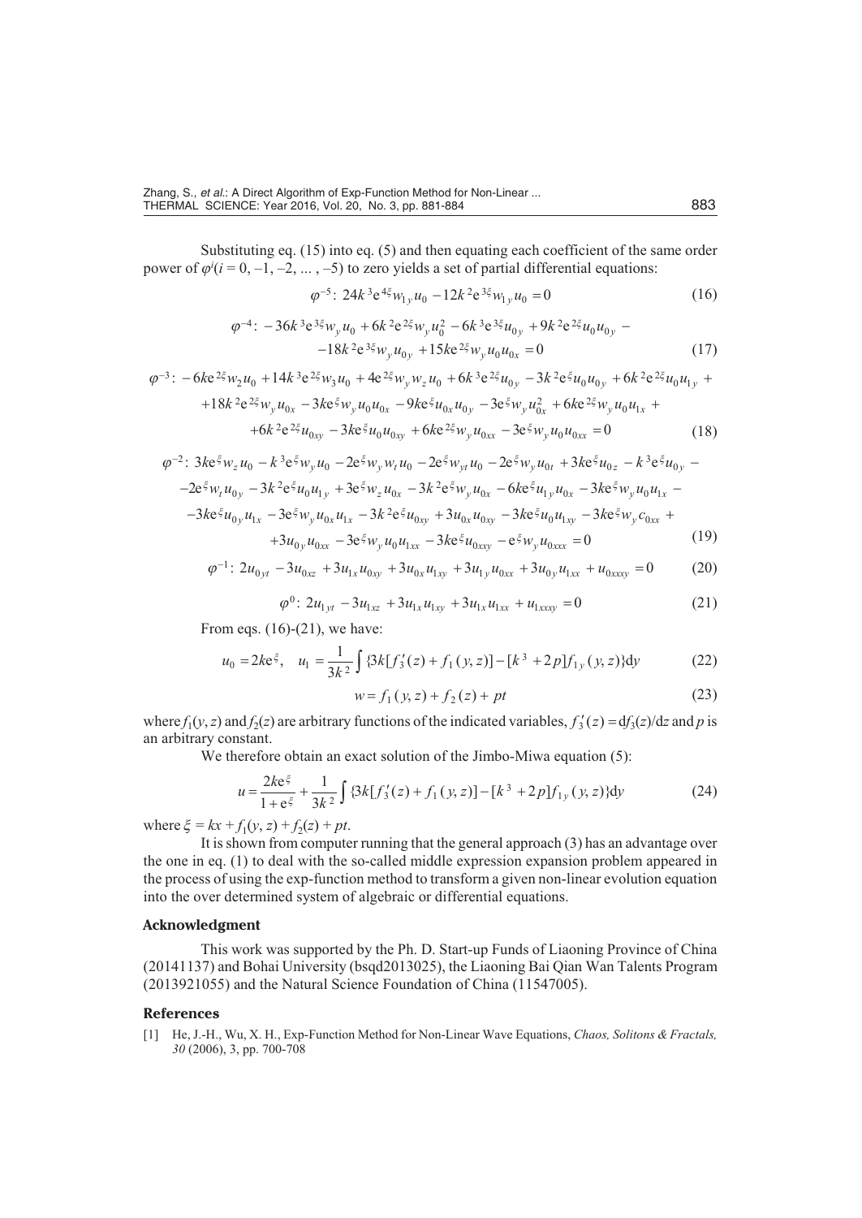Substituting eq. (15) into eq. (5) and then equating each coefficient of the same order power of $\varphi^i (i = 0, -1, -2, ... , -5)$ to zero yields a set of partial differential equations:

$$\varphi^{-5}:\ 24k^3 e^{4\xi} w_{1y} u_0 - 12k^2 e^{3\xi} w_{1y} u_0 = 0 \tag{16}$$

$$\varphi^{-4}:\ -36k^3 e^{3\xi} w_y u_0 + 6k^2 e^{2\xi} w_y u_0^2 - 6k^3 e^{3\xi} u_{0y} + 9k^2 e^{2\xi} u_0 u_{0y} - \\ -18k^2 e^{3\xi} w_y u_{0y} + 15k e^{2\xi} w_y u_0 u_{0x} = 0 \tag{17}$$

$$\varphi^{-3}:\ -6k e^{2\xi} w_2 u_0 + 14k^3 e^{2\xi} w_3 u_0 + 4e^{2\xi} w_y w_z u_0 + 6k^3 e^{2\xi} u_{0y} - 3k^2 e^{\xi} u_0 u_{0y} + 6k^2 e^{2\xi} u_0 u_{1y} + \\ +18k^2 e^{2\xi} w_y u_{0x} - 3k e^{\xi} w_y u_0 u_{0x} - 9k e^{\xi} u_{0x} u_{0y} - 3e^{\xi} w_y u_{0x}^2 + 6k e^{2\xi} w_y u_0 u_{1x} + \\ +6k^2 e^{2\xi} u_{0xy} - 3k e^{\xi} u_0 u_{0xy} + 6k e^{2\xi} w_y u_{0xx} - 3e^{\xi} w_y u_0 u_{0xx} = 0 \tag{18}$$

$$\varphi^{-2}:\ 3k e^{\xi} w_z u_0 - k^3 e^{\xi} w_y u_0 - 2e^{\xi} w_y w_t u_0 - 2e^{\xi} w_{yt} u_0 - 2e^{\xi} w_y u_{0t} + 3k e^{\xi} u_{0z} - k^3 e^{\xi} u_{0y} - \\ -2e^{\xi} w_t u_{0y} - 3k^2 e^{\xi} u_0 u_{1y} + 3e^{\xi} w_z u_{0x} - 3k^2 e^{\xi} w_y u_{0x} - 6k e^{\xi} u_{1y} u_{0x} - 3k e^{\xi} w_y u_0 u_{1x} - \\ -3k e^{\xi} u_{0y} u_{1x} - 3e^{\xi} w_y u_{0x} u_{1x} - 3k^2 e^{\xi} u_{0xy} + 3u_{0x} u_{0xy} - 3k e^{\xi} u_0 u_{1xy} - 3k e^{\xi} w_y c_{0xx} + \\ +3u_{0y} u_{0xx} - 3e^{\xi} w_y u_0 u_{1xx} - 3k e^{\xi} u_{0xxy} - e^{\xi} w_y u_{0xxx} = 0 \tag{19}$$

$$\varphi^{-1}:\ 2u_{0yt} - 3u_{0xz} + 3u_{1x} u_{0xy} + 3u_{0x} u_{1xy} + 3u_{1y} u_{0xx} + 3u_{0y} u_{1xx} + u_{0xxxy} = 0 \tag{20}$$

$$\varphi^{0}:\ 2u_{1yt} - 3u_{1xz} + 3u_{1x} u_{1xy} + 3u_{1x} u_{1xx} + u_{1xxxy} = 0 \tag{21}$$

From eqs. (16)-(21), we have:

$$u_0 = 2k e^{\xi}, \quad u_1 = \frac{1}{3k^2} \int \{3k[f_3'(z) + f_1(y,z)] - [k^3 + 2p] f_{1y}(y,z)\} \mathrm{d}y \tag{22}$$

$$w = f_1(y,z) + f_2(z) + pt \tag{23}$$

where $f_1(y, z)$ and $f_2(z)$ are arbitrary functions of the indicated variables, $f_3'(z) = \mathrm{d}f_3(z)/\mathrm{d}z$ and $p$ is an arbitrary constant.

We therefore obtain an exact solution of the Jimbo-Miwa equation (5):

$$u = \frac{2k e^{\xi}}{1 + e^{\xi}} + \frac{1}{3k^2} \int \{3k[f_3'(z) + f_1(y,z)] - [k^3 + 2p] f_{1y}(y,z)\} \mathrm{d}y \tag{24}$$

where $\xi = kx + f_1(y, z) + f_2(z) + pt$.

It is shown from computer running that the general approach (3) has an advantage over the one in eq. (1) to deal with the so-called middle expression expansion problem appeared in the process of using the exp-function method to transform a given non-linear evolution equation into the over determined system of algebraic or differential equations.

## Acknowledgment

This work was supported by the Ph. D. Start-up Funds of Liaoning Province of China (20141137) and Bohai University (bsqd2013025), the Liaoning Bai Qian Wan Talents Program (2013921055) and the Natural Science Foundation of China (11547005).

## References

[1] He, J.-H., Wu, X. H., Exp-Function Method for Non-Linear Wave Equations, *Chaos, Solitons & Fractals, 30* (2006), 3, pp. 700-708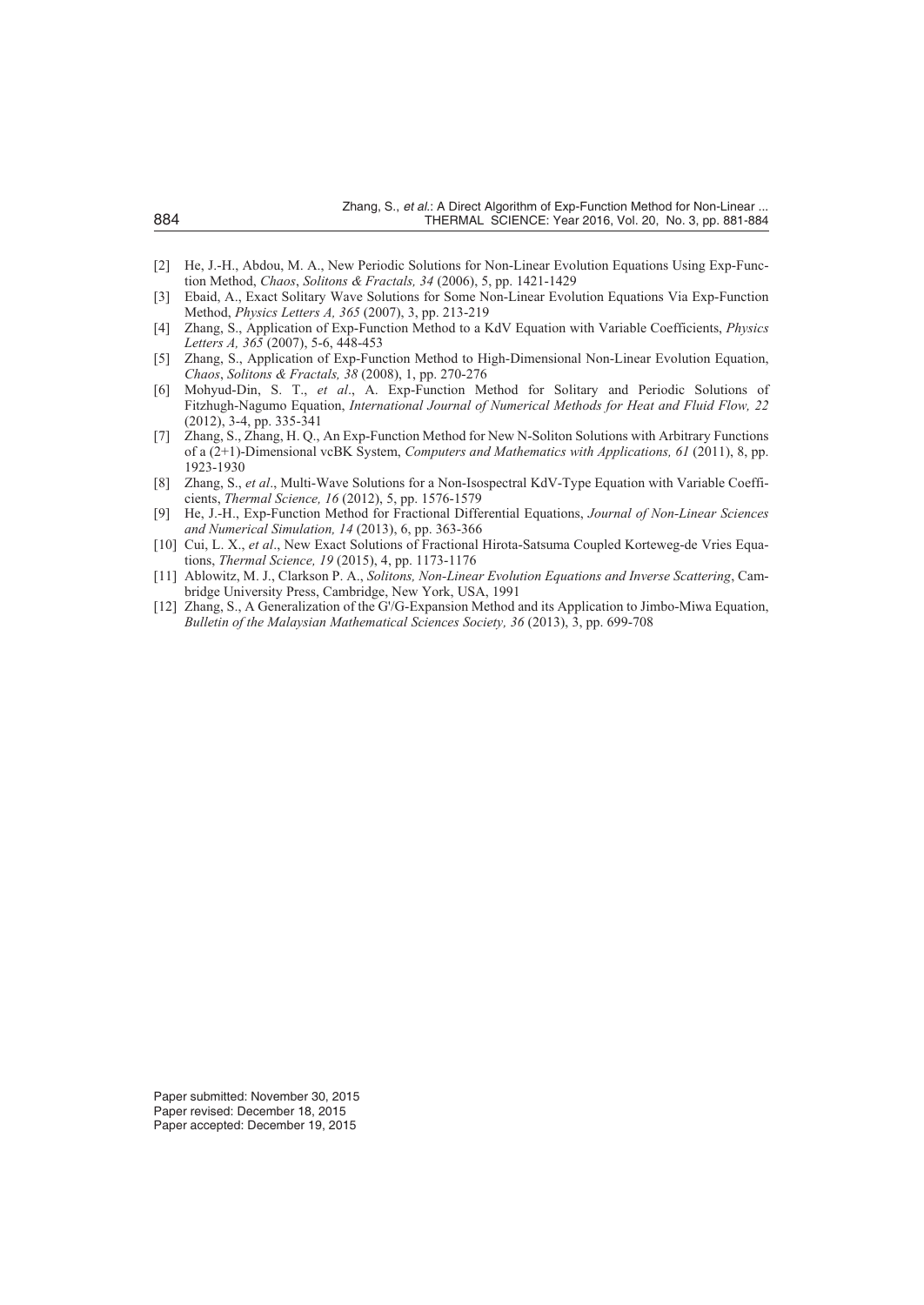[2] He, J.-H., Abdou, M. A., New Periodic Solutions for Non-Linear Evolution Equations Using Exp-Function Method, *Chaos*, *Solitons & Fractals, 34* (2006), 5, pp. 1421-1429

[3] Ebaid, A., Exact Solitary Wave Solutions for Some Non-Linear Evolution Equations Via Exp-Function Method, *Physics Letters A, 365* (2007), 3, pp. 213-219

[4] Zhang, S., Application of Exp-Function Method to a KdV Equation with Variable Coefficients, *Physics Letters A, 365* (2007), 5-6, 448-453

[5] Zhang, S., Application of Exp-Function Method to High-Dimensional Non-Linear Evolution Equation, *Chaos*, *Solitons & Fractals, 38* (2008), 1, pp. 270-276

[6] Mohyud-Din, S. T., *et al*., A. Exp-Function Method for Solitary and Periodic Solutions of Fitzhugh-Nagumo Equation, *International Journal of Numerical Methods for Heat and Fluid Flow, 22* (2012), 3-4, pp. 335-341

[7] Zhang, S., Zhang, H. Q., An Exp-Function Method for New N-Soliton Solutions with Arbitrary Functions of a (2+1)-Dimensional vcBK System, *Computers and Mathematics with Applications, 61* (2011), 8, pp. 1923-1930

[8] Zhang, S., *et al*., Multi-Wave Solutions for a Non-Isospectral KdV-Type Equation with Variable Coefficients, *Thermal Science, 16* (2012), 5, pp. 1576-1579

[9] He, J.-H., Exp-Function Method for Fractional Differential Equations, *Journal of Non-Linear Sciences and Numerical Simulation, 14* (2013), 6, pp. 363-366

[10] Cui, L. X., *et al*., New Exact Solutions of Fractional Hirota-Satsuma Coupled Korteweg-de Vries Equations, *Thermal Science, 19* (2015), 4, pp. 1173-1176

[11] Ablowitz, M. J., Clarkson P. A., *Solitons, Non-Linear Evolution Equations and Inverse Scattering*, Cambridge University Press, Cambridge, New York, USA, 1991

[12] Zhang, S., A Generalization of the G'/G-Expansion Method and its Application to Jimbo-Miwa Equation, *Bulletin of the Malaysian Mathematical Sciences Society, 36* (2013), 3, pp. 699-708

Paper submitted: November 30, 2015
Paper revised: December 18, 2015
Paper accepted: December 19, 2015